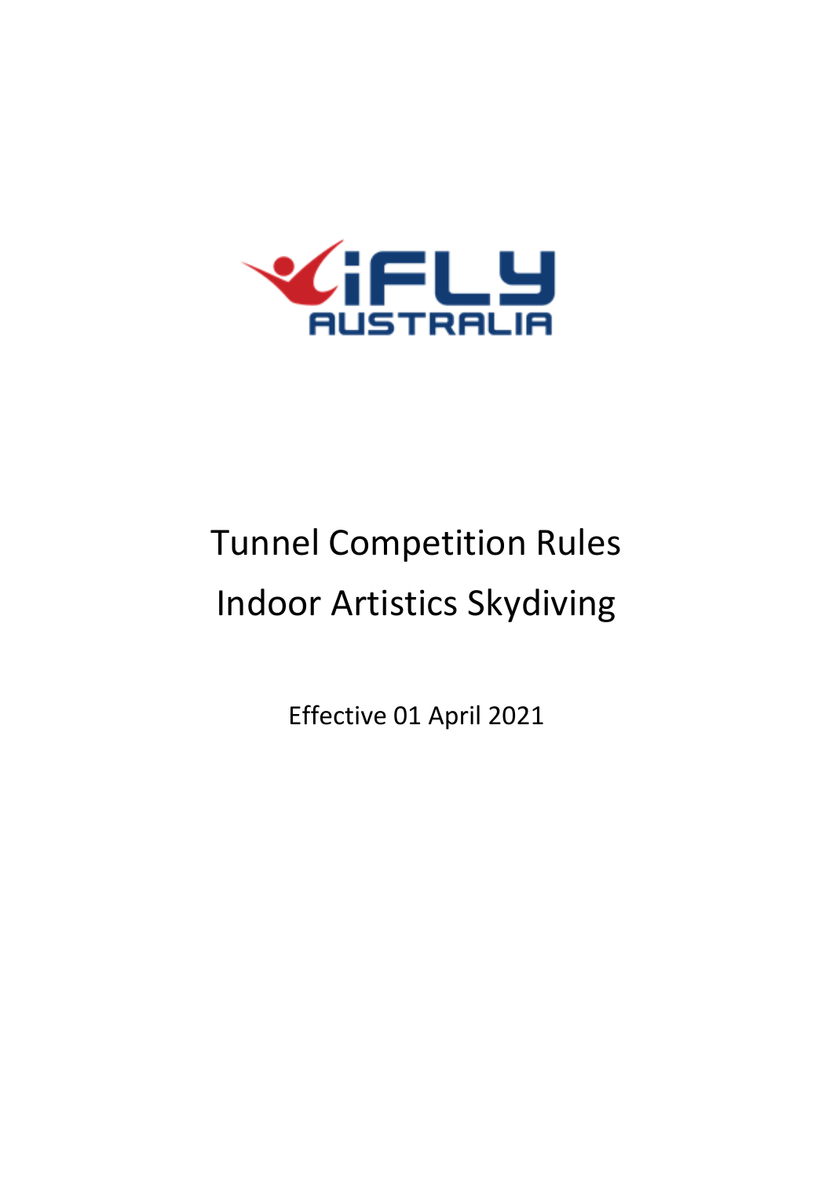# Tunnel Competition Rules

# Indoor Artistics Skydiving

Effective 01 April 2021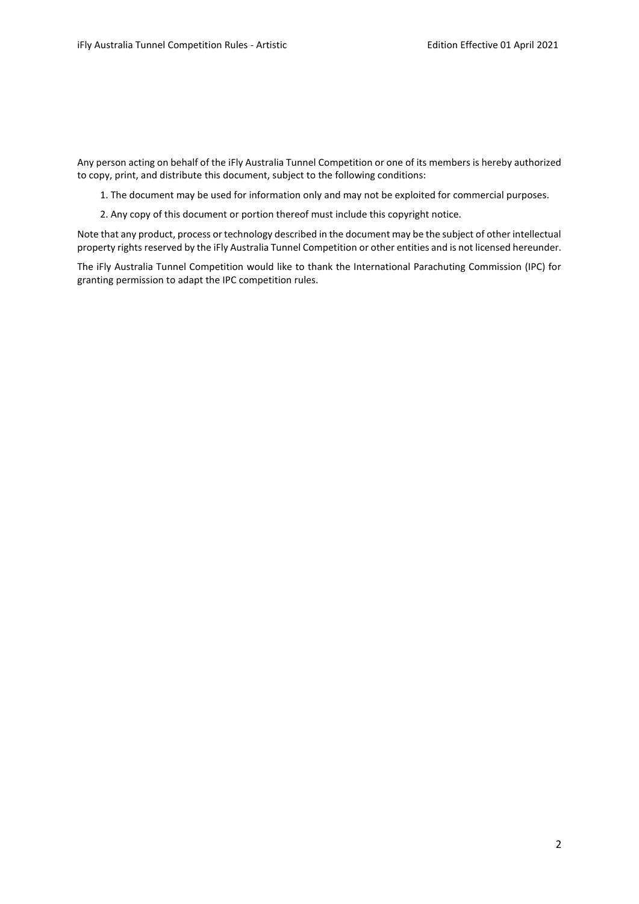Any person acting on behalf of the iFly Australia Tunnel Competition or one of its members is hereby authorized to copy, print, and distribute this document, subject to the following conditions:

1. The document may be used for information only and may not be exploited for commercial purposes.

2. Any copy of this document or portion thereof must include this copyright notice.

Note that any product, process or technology described in the document may be the subject of other intellectual property rights reserved by the iFly Australia Tunnel Competition or other entities and is not licensed hereunder.

The iFly Australia Tunnel Competition would like to thank the International Parachuting Commission (IPC) for granting permission to adapt the IPC competition rules.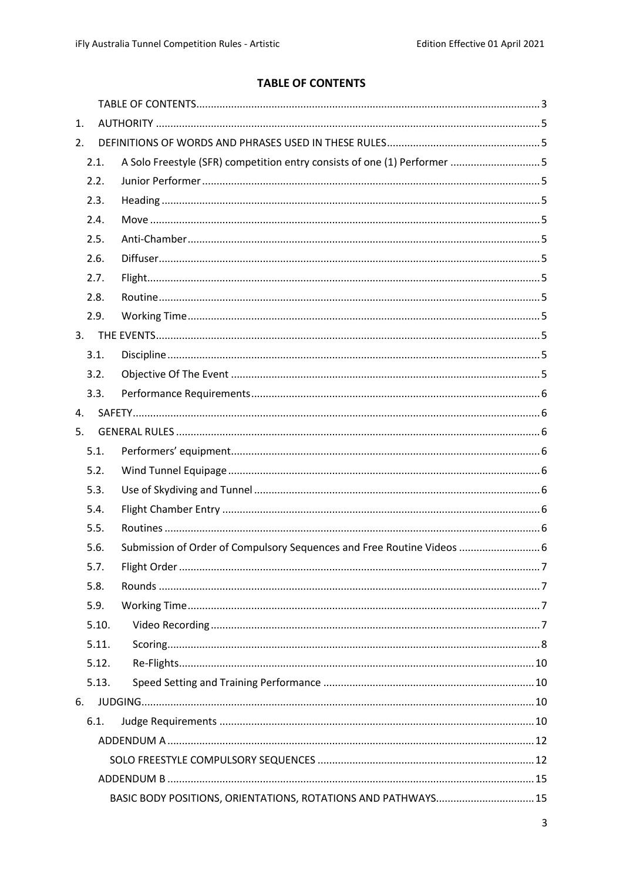**TABLE OF CONTENTS**

TABLE OF CONTENTS ..... 3

1. AUTHORITY ..... 5
2. DEFINITIONS OF WORDS AND PHRASES USED IN THESE RULES ..... 5
   - 2.1. A Solo Freestyle (SFR) competition entry consists of one (1) Performer ..... 5
   - 2.2. Junior Performer ..... 5
   - 2.3. Heading ..... 5
   - 2.4. Move ..... 5
   - 2.5. Anti-Chamber ..... 5
   - 2.6. Diffuser ..... 5
   - 2.7. Flight ..... 5
   - 2.8. Routine ..... 5
   - 2.9. Working Time ..... 5
3. THE EVENTS ..... 5
   - 3.1. Discipline ..... 5
   - 3.2. Objective Of The Event ..... 5
   - 3.3. Performance Requirements ..... 6
4. SAFETY ..... 6
5. GENERAL RULES ..... 6
   - 5.1. Performers' equipment ..... 6
   - 5.2. Wind Tunnel Equipage ..... 6
   - 5.3. Use of Skydiving and Tunnel ..... 6
   - 5.4. Flight Chamber Entry ..... 6
   - 5.5. Routines ..... 6
   - 5.6. Submission of Order of Compulsory Sequences and Free Routine Videos ..... 6
   - 5.7. Flight Order ..... 7
   - 5.8. Rounds ..... 7
   - 5.9. Working Time ..... 7
   - 5.10. Video Recording ..... 7
   - 5.11. Scoring ..... 8
   - 5.12. Re-Flights ..... 10
   - 5.13. Speed Setting and Training Performance ..... 10
6. JUDGING ..... 10
   - 6.1. Judge Requirements ..... 10

ADDENDUM A ..... 12

SOLO FREESTYLE COMPULSORY SEQUENCES ..... 12

ADDENDUM B ..... 15

BASIC BODY POSITIONS, ORIENTATIONS, ROTATIONS AND PATHWAYS ..... 15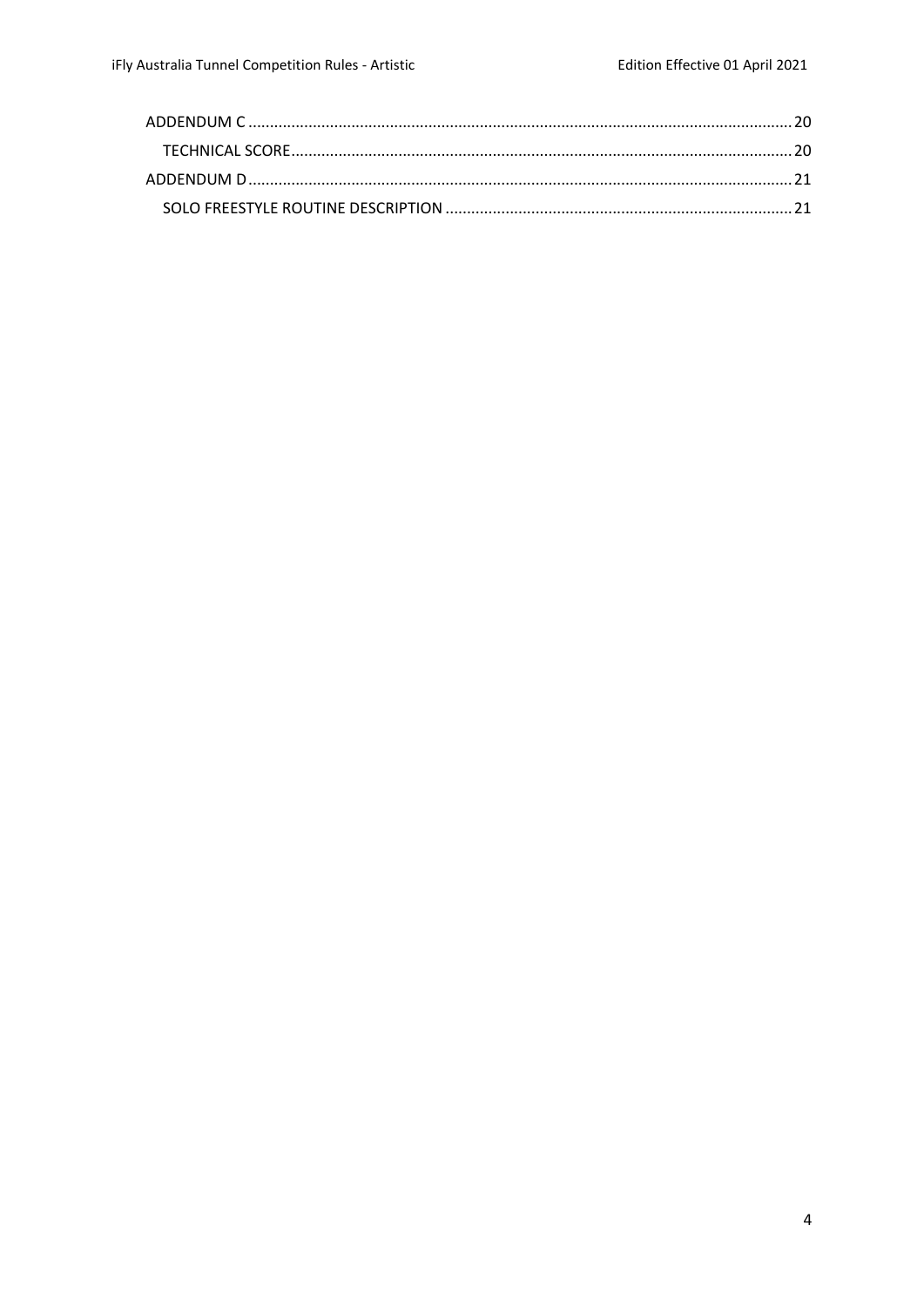ADDENDUM C ........................................................................................................................... 20

TECHNICAL SCORE ................................................................................................................... 20

ADDENDUM D ........................................................................................................................... 21

SOLO FREESTYLE ROUTINE DESCRIPTION ............................................................................... 21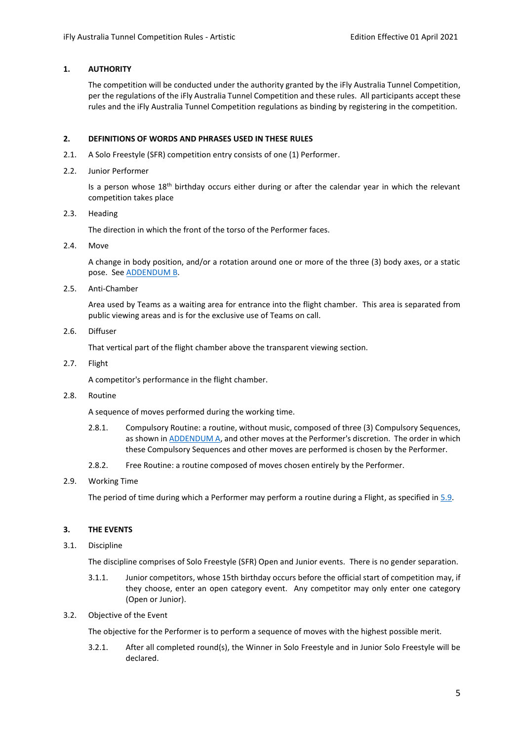## 1. AUTHORITY

The competition will be conducted under the authority granted by the iFly Australia Tunnel Competition, per the regulations of the iFly Australia Tunnel Competition and these rules. All participants accept these rules and the iFly Australia Tunnel Competition regulations as binding by registering in the competition.

## 2. DEFINITIONS OF WORDS AND PHRASES USED IN THESE RULES

2.1. A Solo Freestyle (SFR) competition entry consists of one (1) Performer.

2.2. Junior Performer

Is a person whose 18th birthday occurs either during or after the calendar year in which the relevant competition takes place

2.3. Heading

The direction in which the front of the torso of the Performer faces.

2.4. Move

A change in body position, and/or a rotation around one or more of the three (3) body axes, or a static pose. See ADDENDUM B.

2.5. Anti-Chamber

Area used by Teams as a waiting area for entrance into the flight chamber. This area is separated from public viewing areas and is for the exclusive use of Teams on call.

2.6. Diffuser

That vertical part of the flight chamber above the transparent viewing section.

2.7. Flight

A competitor's performance in the flight chamber.

2.8. Routine

A sequence of moves performed during the working time.

2.8.1. Compulsory Routine: a routine, without music, composed of three (3) Compulsory Sequences, as shown in ADDENDUM A, and other moves at the Performer's discretion. The order in which these Compulsory Sequences and other moves are performed is chosen by the Performer.

2.8.2. Free Routine: a routine composed of moves chosen entirely by the Performer.

2.9. Working Time

The period of time during which a Performer may perform a routine during a Flight, as specified in 5.9.

## 3. THE EVENTS

3.1. Discipline

The discipline comprises of Solo Freestyle (SFR) Open and Junior events. There is no gender separation.

3.1.1. Junior competitors, whose 15th birthday occurs before the official start of competition may, if they choose, enter an open category event. Any competitor may only enter one category (Open or Junior).

3.2. Objective of the Event

The objective for the Performer is to perform a sequence of moves with the highest possible merit.

3.2.1. After all completed round(s), the Winner in Solo Freestyle and in Junior Solo Freestyle will be declared.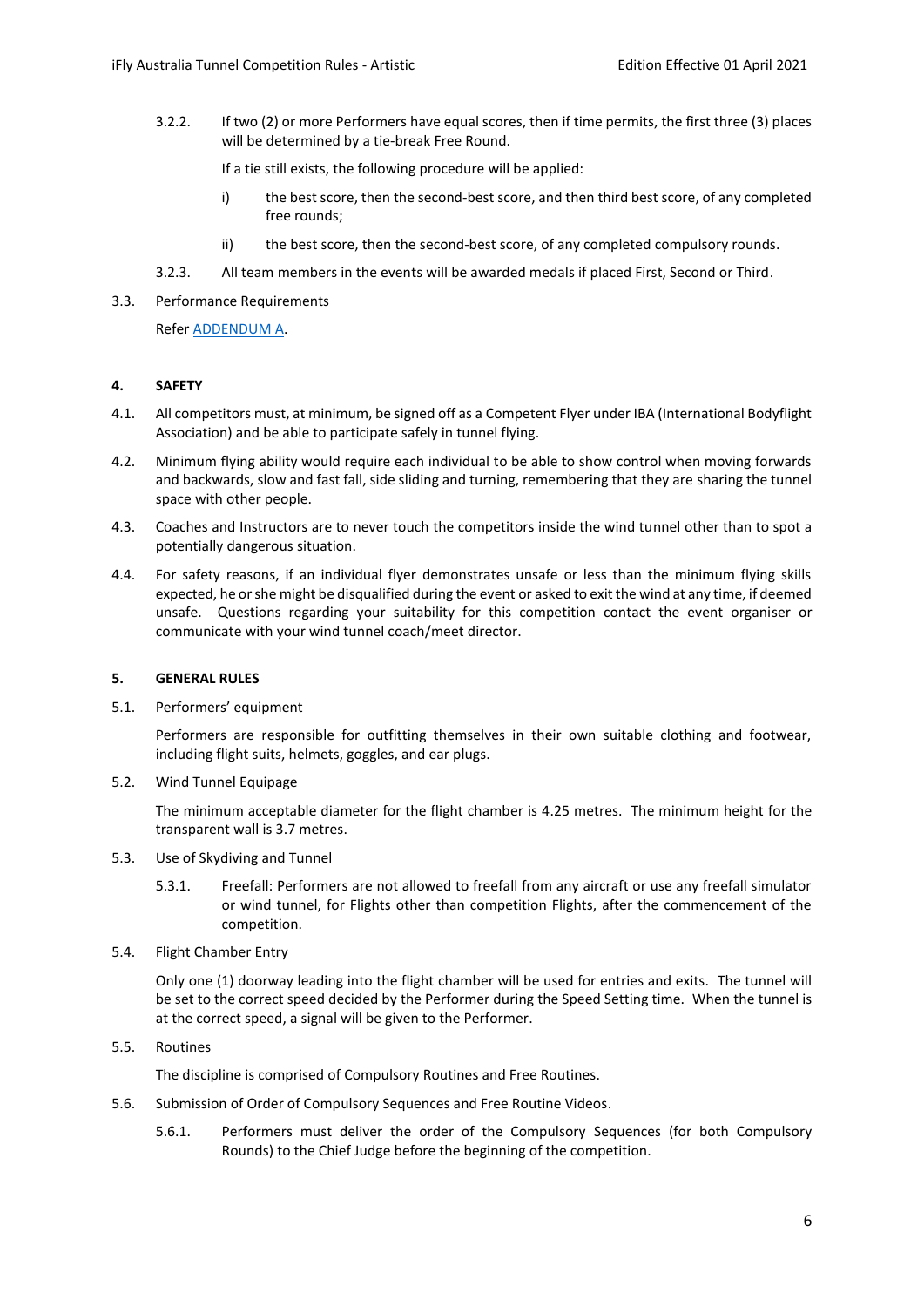3.2.2. If two (2) or more Performers have equal scores, then if time permits, the first three (3) places will be determined by a tie-break Free Round.

If a tie still exists, the following procedure will be applied:

i) the best score, then the second-best score, and then third best score, of any completed free rounds;

ii) the best score, then the second-best score, of any completed compulsory rounds.

3.2.3. All team members in the events will be awarded medals if placed First, Second or Third.

3.3. Performance Requirements

Refer [ADDENDUM A](#).

## 4. SAFETY

4.1. All competitors must, at minimum, be signed off as a Competent Flyer under IBA (International Bodyflight Association) and be able to participate safely in tunnel flying.

4.2. Minimum flying ability would require each individual to be able to show control when moving forwards and backwards, slow and fast fall, side sliding and turning, remembering that they are sharing the tunnel space with other people.

4.3. Coaches and Instructors are to never touch the competitors inside the wind tunnel other than to spot a potentially dangerous situation.

4.4. For safety reasons, if an individual flyer demonstrates unsafe or less than the minimum flying skills expected, he or she might be disqualified during the event or asked to exit the wind at any time, if deemed unsafe. Questions regarding your suitability for this competition contact the event organiser or communicate with your wind tunnel coach/meet director.

## 5. GENERAL RULES

5.1. Performers' equipment

Performers are responsible for outfitting themselves in their own suitable clothing and footwear, including flight suits, helmets, goggles, and ear plugs.

5.2. Wind Tunnel Equipage

The minimum acceptable diameter for the flight chamber is 4.25 metres. The minimum height for the transparent wall is 3.7 metres.

5.3. Use of Skydiving and Tunnel

5.3.1. Freefall: Performers are not allowed to freefall from any aircraft or use any freefall simulator or wind tunnel, for Flights other than competition Flights, after the commencement of the competition.

5.4. Flight Chamber Entry

Only one (1) doorway leading into the flight chamber will be used for entries and exits. The tunnel will be set to the correct speed decided by the Performer during the Speed Setting time. When the tunnel is at the correct speed, a signal will be given to the Performer.

5.5. Routines

The discipline is comprised of Compulsory Routines and Free Routines.

5.6. Submission of Order of Compulsory Sequences and Free Routine Videos.

5.6.1. Performers must deliver the order of the Compulsory Sequences (for both Compulsory Rounds) to the Chief Judge before the beginning of the competition.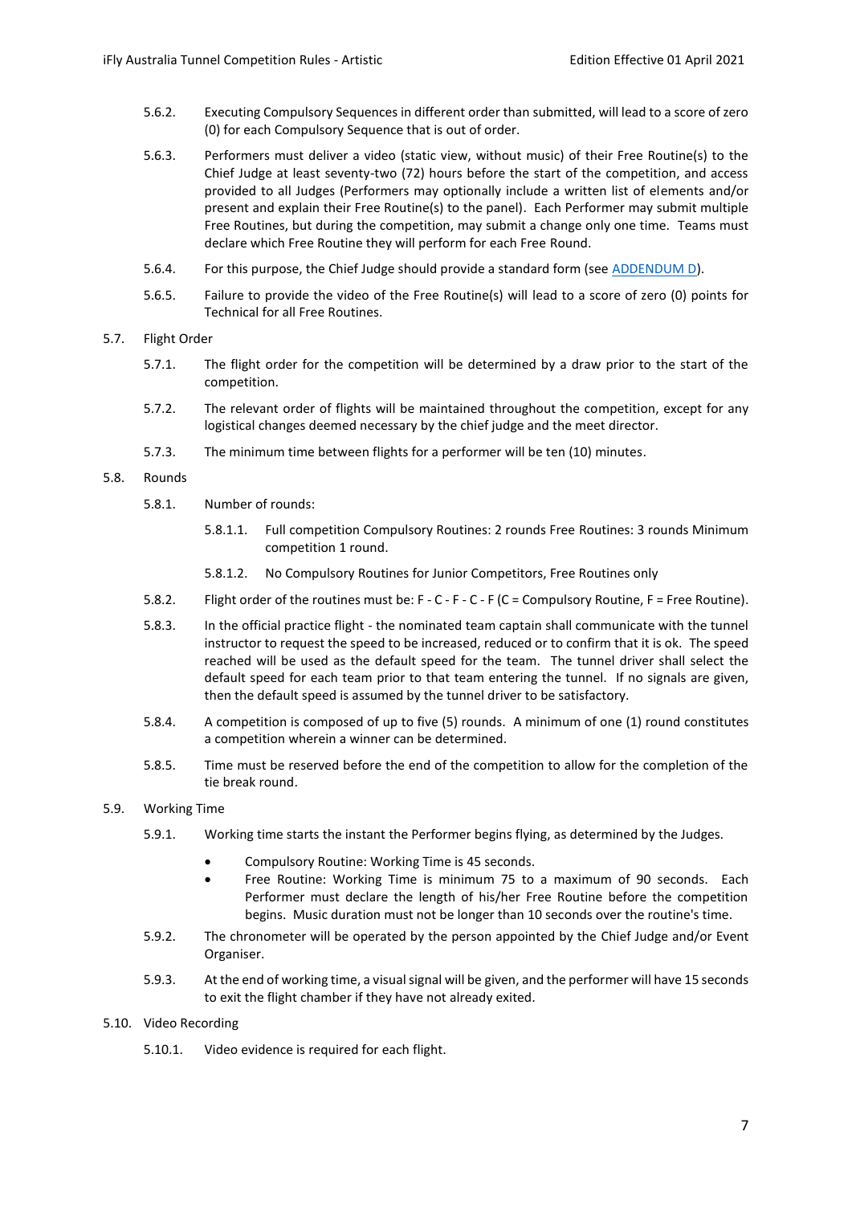5.6.2. Executing Compulsory Sequences in different order than submitted, will lead to a score of zero (0) for each Compulsory Sequence that is out of order.

5.6.3. Performers must deliver a video (static view, without music) of their Free Routine(s) to the Chief Judge at least seventy-two (72) hours before the start of the competition, and access provided to all Judges (Performers may optionally include a written list of elements and/or present and explain their Free Routine(s) to the panel). Each Performer may submit multiple Free Routines, but during the competition, may submit a change only one time. Teams must declare which Free Routine they will perform for each Free Round.

5.6.4. For this purpose, the Chief Judge should provide a standard form (see ADDENDUM D).

5.6.5. Failure to provide the video of the Free Routine(s) will lead to a score of zero (0) points for Technical for all Free Routines.

5.7. Flight Order

5.7.1. The flight order for the competition will be determined by a draw prior to the start of the competition.

5.7.2. The relevant order of flights will be maintained throughout the competition, except for any logistical changes deemed necessary by the chief judge and the meet director.

5.7.3. The minimum time between flights for a performer will be ten (10) minutes.

5.8. Rounds

5.8.1. Number of rounds:

5.8.1.1. Full competition Compulsory Routines: 2 rounds Free Routines: 3 rounds Minimum competition 1 round.

5.8.1.2. No Compulsory Routines for Junior Competitors, Free Routines only

5.8.2. Flight order of the routines must be: F - C - F - C - F (C = Compulsory Routine, F = Free Routine).

5.8.3. In the official practice flight - the nominated team captain shall communicate with the tunnel instructor to request the speed to be increased, reduced or to confirm that it is ok. The speed reached will be used as the default speed for the team. The tunnel driver shall select the default speed for each team prior to that team entering the tunnel. If no signals are given, then the default speed is assumed by the tunnel driver to be satisfactory.

5.8.4. A competition is composed of up to five (5) rounds. A minimum of one (1) round constitutes a competition wherein a winner can be determined.

5.8.5. Time must be reserved before the end of the competition to allow for the completion of the tie break round.

5.9. Working Time

5.9.1. Working time starts the instant the Performer begins flying, as determined by the Judges.

- Compulsory Routine: Working Time is 45 seconds.
- Free Routine: Working Time is minimum 75 to a maximum of 90 seconds. Each Performer must declare the length of his/her Free Routine before the competition begins. Music duration must not be longer than 10 seconds over the routine's time.

5.9.2. The chronometer will be operated by the person appointed by the Chief Judge and/or Event Organiser.

5.9.3. At the end of working time, a visual signal will be given, and the performer will have 15 seconds to exit the flight chamber if they have not already exited.

5.10. Video Recording

5.10.1. Video evidence is required for each flight.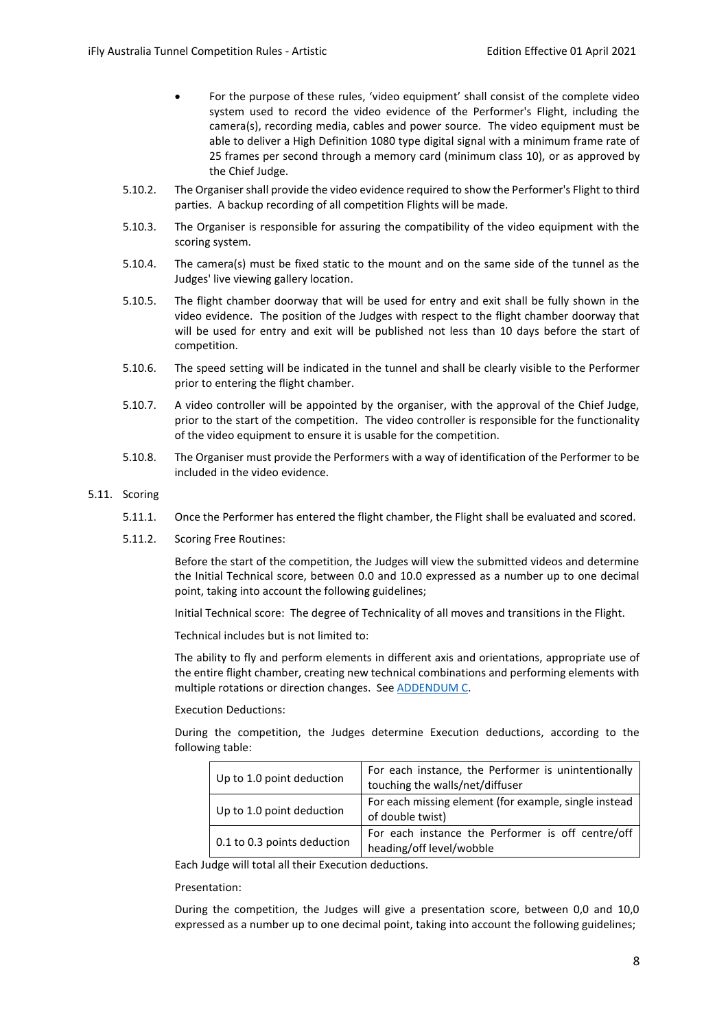- For the purpose of these rules, 'video equipment' shall consist of the complete video system used to record the video evidence of the Performer's Flight, including the camera(s), recording media, cables and power source. The video equipment must be able to deliver a High Definition 1080 type digital signal with a minimum frame rate of 25 frames per second through a memory card (minimum class 10), or as approved by the Chief Judge.

5.10.2. The Organiser shall provide the video evidence required to show the Performer's Flight to third parties. A backup recording of all competition Flights will be made.

5.10.3. The Organiser is responsible for assuring the compatibility of the video equipment with the scoring system.

5.10.4. The camera(s) must be fixed static to the mount and on the same side of the tunnel as the Judges' live viewing gallery location.

5.10.5. The flight chamber doorway that will be used for entry and exit shall be fully shown in the video evidence. The position of the Judges with respect to the flight chamber doorway that will be used for entry and exit will be published not less than 10 days before the start of competition.

5.10.6. The speed setting will be indicated in the tunnel and shall be clearly visible to the Performer prior to entering the flight chamber.

5.10.7. A video controller will be appointed by the organiser, with the approval of the Chief Judge, prior to the start of the competition. The video controller is responsible for the functionality of the video equipment to ensure it is usable for the competition.

5.10.8. The Organiser must provide the Performers with a way of identification of the Performer to be included in the video evidence.

## 5.11. Scoring

5.11.1. Once the Performer has entered the flight chamber, the Flight shall be evaluated and scored.

5.11.2. Scoring Free Routines:

Before the start of the competition, the Judges will view the submitted videos and determine the Initial Technical score, between 0.0 and 10.0 expressed as a number up to one decimal point, taking into account the following guidelines;

Initial Technical score: The degree of Technicality of all moves and transitions in the Flight.

Technical includes but is not limited to:

The ability to fly and perform elements in different axis and orientations, appropriate use of the entire flight chamber, creating new technical combinations and performing elements with multiple rotations or direction changes. See ADDENDUM C.

Execution Deductions:

During the competition, the Judges determine Execution deductions, according to the following table:

| | |
|---|---|
| Up to 1.0 point deduction | For each instance, the Performer is unintentionally touching the walls/net/diffuser |
| Up to 1.0 point deduction | For each missing element (for example, single instead of double twist) |
| 0.1 to 0.3 points deduction | For each instance the Performer is off centre/off heading/off level/wobble |

Each Judge will total all their Execution deductions.

Presentation:

During the competition, the Judges will give a presentation score, between 0,0 and 10,0 expressed as a number up to one decimal point, taking into account the following guidelines;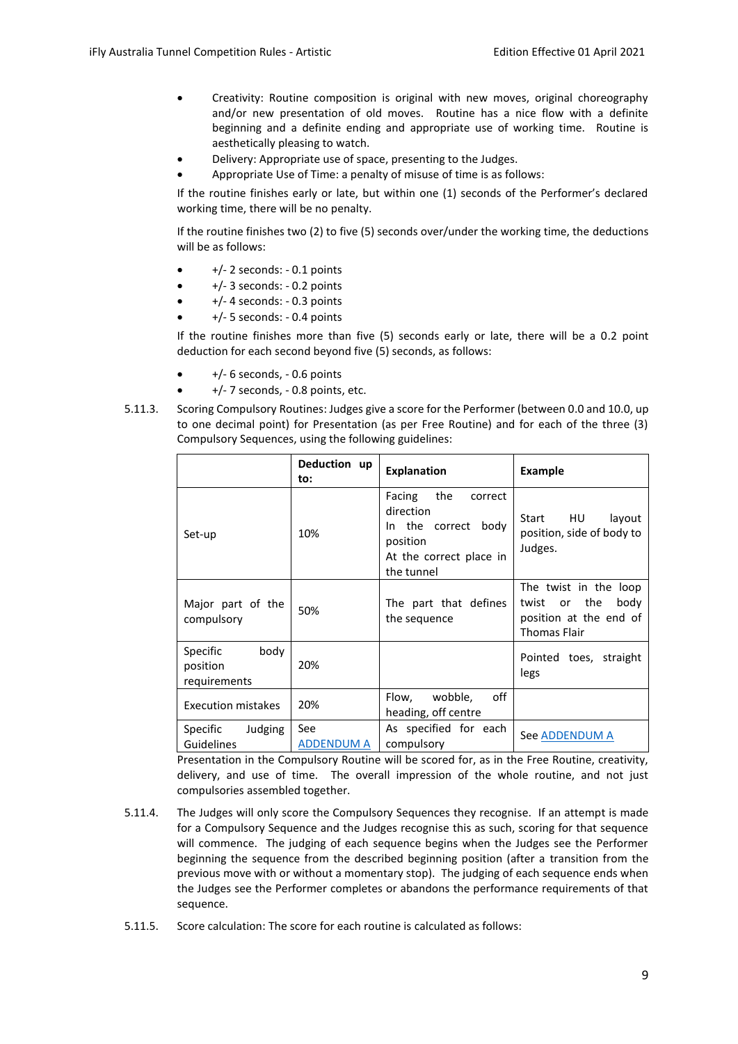- Creativity: Routine composition is original with new moves, original choreography and/or new presentation of old moves. Routine has a nice flow with a definite beginning and a definite ending and appropriate use of working time. Routine is aesthetically pleasing to watch.
- Delivery: Appropriate use of space, presenting to the Judges.
- Appropriate Use of Time: a penalty of misuse of time is as follows:

If the routine finishes early or late, but within one (1) seconds of the Performer's declared working time, there will be no penalty.

If the routine finishes two (2) to five (5) seconds over/under the working time, the deductions will be as follows:

- +/- 2 seconds: - 0.1 points
- +/- 3 seconds: - 0.2 points
- +/- 4 seconds: - 0.3 points
- +/- 5 seconds: - 0.4 points

If the routine finishes more than five (5) seconds early or late, there will be a 0.2 point deduction for each second beyond five (5) seconds, as follows:

- +/- 6 seconds, - 0.6 points
- +/- 7 seconds, - 0.8 points, etc.

5.11.3. Scoring Compulsory Routines: Judges give a score for the Performer (between 0.0 and 10.0, up to one decimal point) for Presentation (as per Free Routine) and for each of the three (3) Compulsory Sequences, using the following guidelines:

| | Deduction up to: | Explanation | Example |
|---|---|---|---|
| Set-up | 10% | Facing the correct direction<br>In the correct body position<br>At the correct place in the tunnel | Start HU layout position, side of body to Judges. |
| Major part of the compulsory | 50% | The part that defines the sequence | The twist in the loop twist or the body position at the end of Thomas Flair |
| Specific body position requirements | 20% | | Pointed toes, straight legs |
| Execution mistakes | 20% | Flow, wobble, off heading, off centre | |
| Specific Judging Guidelines | See ADDENDUM A | As specified for each compulsory | See ADDENDUM A |

Presentation in the Compulsory Routine will be scored for, as in the Free Routine, creativity, delivery, and use of time. The overall impression of the whole routine, and not just compulsories assembled together.

5.11.4. The Judges will only score the Compulsory Sequences they recognise. If an attempt is made for a Compulsory Sequence and the Judges recognise this as such, scoring for that sequence will commence. The judging of each sequence begins when the Judges see the Performer beginning the sequence from the described beginning position (after a transition from the previous move with or without a momentary stop). The judging of each sequence ends when the Judges see the Performer completes or abandons the performance requirements of that sequence.

5.11.5. Score calculation: The score for each routine is calculated as follows: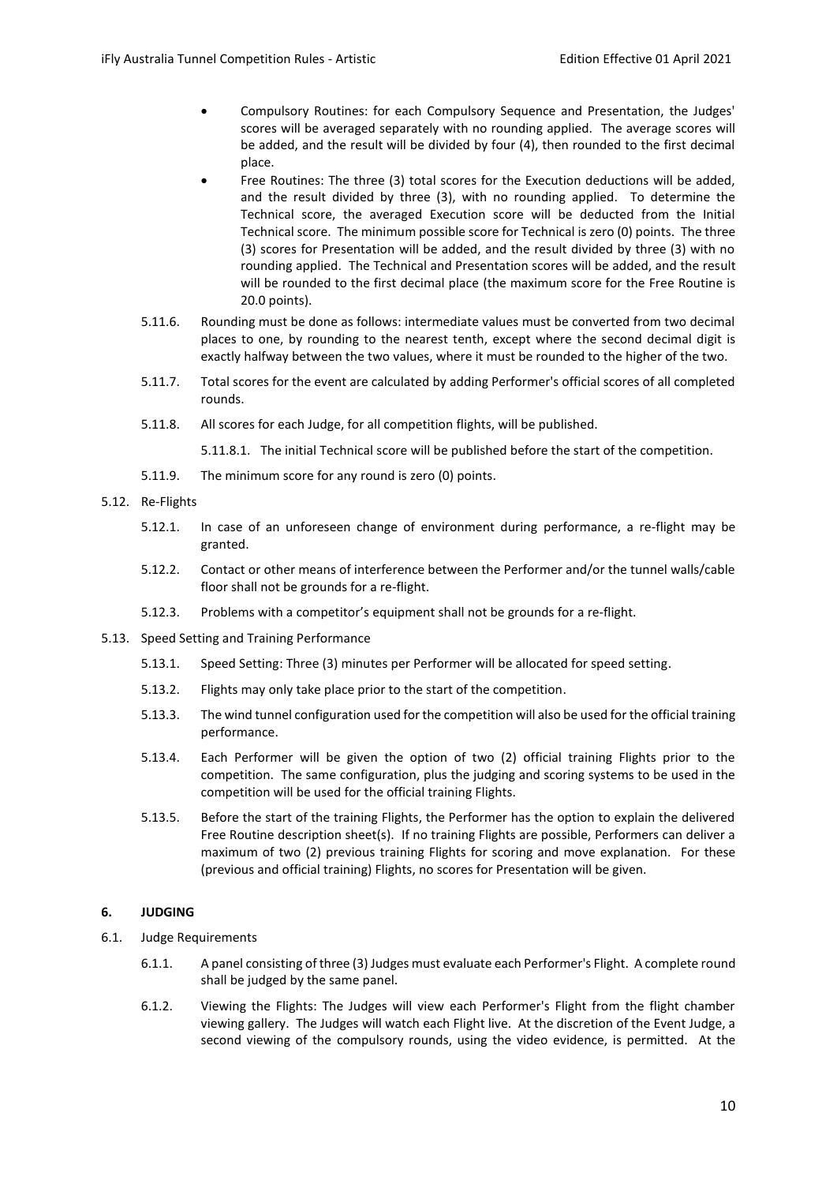- Compulsory Routines: for each Compulsory Sequence and Presentation, the Judges' scores will be averaged separately with no rounding applied. The average scores will be added, and the result will be divided by four (4), then rounded to the first decimal place.
- Free Routines: The three (3) total scores for the Execution deductions will be added, and the result divided by three (3), with no rounding applied. To determine the Technical score, the averaged Execution score will be deducted from the Initial Technical score. The minimum possible score for Technical is zero (0) points. The three (3) scores for Presentation will be added, and the result divided by three (3) with no rounding applied. The Technical and Presentation scores will be added, and the result will be rounded to the first decimal place (the maximum score for the Free Routine is 20.0 points).

5.11.6. Rounding must be done as follows: intermediate values must be converted from two decimal places to one, by rounding to the nearest tenth, except where the second decimal digit is exactly halfway between the two values, where it must be rounded to the higher of the two.

5.11.7. Total scores for the event are calculated by adding Performer's official scores of all completed rounds.

5.11.8. All scores for each Judge, for all competition flights, will be published.

5.11.8.1. The initial Technical score will be published before the start of the competition.

5.11.9. The minimum score for any round is zero (0) points.

5.12. Re-Flights

5.12.1. In case of an unforeseen change of environment during performance, a re-flight may be granted.

5.12.2. Contact or other means of interference between the Performer and/or the tunnel walls/cable floor shall not be grounds for a re-flight.

5.12.3. Problems with a competitor's equipment shall not be grounds for a re-flight.

5.13. Speed Setting and Training Performance

5.13.1. Speed Setting: Three (3) minutes per Performer will be allocated for speed setting.

5.13.2. Flights may only take place prior to the start of the competition.

5.13.3. The wind tunnel configuration used for the competition will also be used for the official training performance.

5.13.4. Each Performer will be given the option of two (2) official training Flights prior to the competition. The same configuration, plus the judging and scoring systems to be used in the competition will be used for the official training Flights.

5.13.5. Before the start of the training Flights, the Performer has the option to explain the delivered Free Routine description sheet(s). If no training Flights are possible, Performers can deliver a maximum of two (2) previous training Flights for scoring and move explanation. For these (previous and official training) Flights, no scores for Presentation will be given.

## 6. JUDGING

6.1. Judge Requirements

6.1.1. A panel consisting of three (3) Judges must evaluate each Performer's Flight. A complete round shall be judged by the same panel.

6.1.2. Viewing the Flights: The Judges will view each Performer's Flight from the flight chamber viewing gallery. The Judges will watch each Flight live. At the discretion of the Event Judge, a second viewing of the compulsory rounds, using the video evidence, is permitted. At the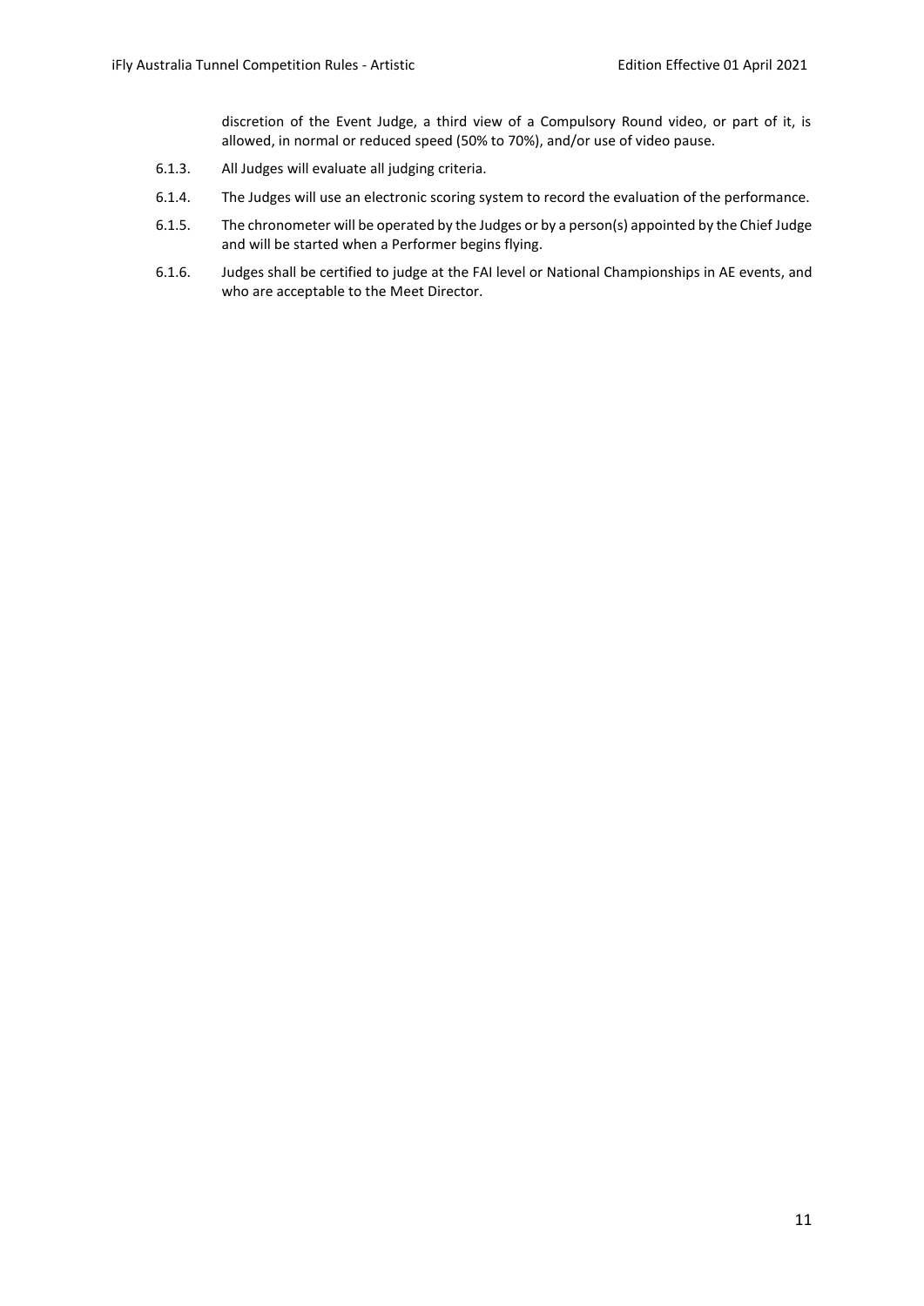discretion of the Event Judge, a third view of a Compulsory Round video, or part of it, is allowed, in normal or reduced speed (50% to 70%), and/or use of video pause.

6.1.3. All Judges will evaluate all judging criteria.

6.1.4. The Judges will use an electronic scoring system to record the evaluation of the performance.

6.1.5. The chronometer will be operated by the Judges or by a person(s) appointed by the Chief Judge and will be started when a Performer begins flying.

6.1.6. Judges shall be certified to judge at the FAI level or National Championships in AE events, and who are acceptable to the Meet Director.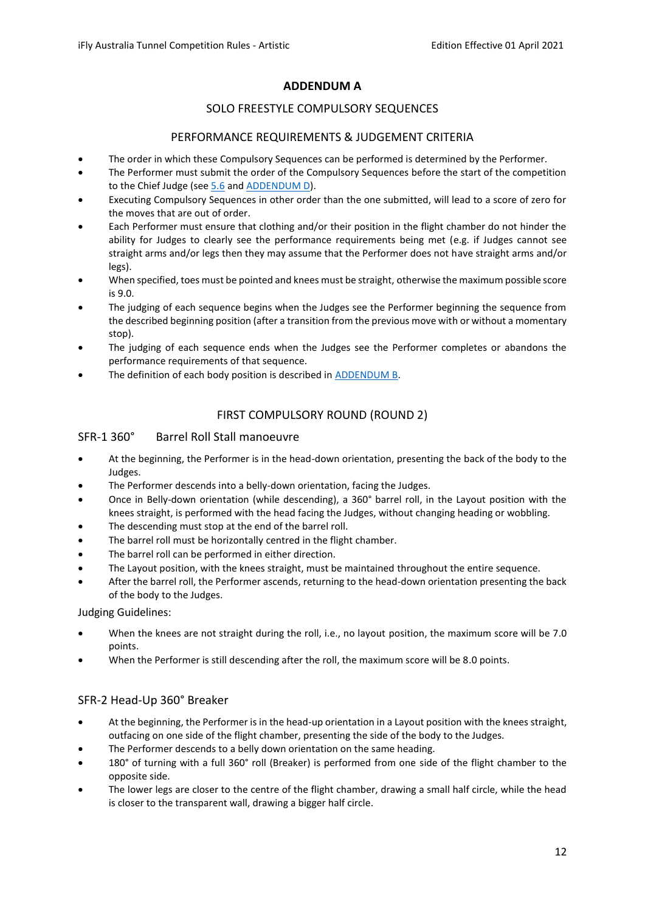## ADDENDUM A

### SOLO FREESTYLE COMPULSORY SEQUENCES

### PERFORMANCE REQUIREMENTS & JUDGEMENT CRITERIA

- The order in which these Compulsory Sequences can be performed is determined by the Performer.
- The Performer must submit the order of the Compulsory Sequences before the start of the competition to the Chief Judge (see 5.6 and ADDENDUM D).
- Executing Compulsory Sequences in other order than the one submitted, will lead to a score of zero for the moves that are out of order.
- Each Performer must ensure that clothing and/or their position in the flight chamber do not hinder the ability for Judges to clearly see the performance requirements being met (e.g. if Judges cannot see straight arms and/or legs then they may assume that the Performer does not have straight arms and/or legs).
- When specified, toes must be pointed and knees must be straight, otherwise the maximum possible score is 9.0.
- The judging of each sequence begins when the Judges see the Performer beginning the sequence from the described beginning position (after a transition from the previous move with or without a momentary stop).
- The judging of each sequence ends when the Judges see the Performer completes or abandons the performance requirements of that sequence.
- The definition of each body position is described in ADDENDUM B.

### FIRST COMPULSORY ROUND (ROUND 2)

#### SFR-1 360° Barrel Roll Stall manoeuvre

- At the beginning, the Performer is in the head-down orientation, presenting the back of the body to the Judges.
- The Performer descends into a belly-down orientation, facing the Judges.
- Once in Belly-down orientation (while descending), a 360° barrel roll, in the Layout position with the knees straight, is performed with the head facing the Judges, without changing heading or wobbling.
- The descending must stop at the end of the barrel roll.
- The barrel roll must be horizontally centred in the flight chamber.
- The barrel roll can be performed in either direction.
- The Layout position, with the knees straight, must be maintained throughout the entire sequence.
- After the barrel roll, the Performer ascends, returning to the head-down orientation presenting the back of the body to the Judges.

Judging Guidelines:

- When the knees are not straight during the roll, i.e., no layout position, the maximum score will be 7.0 points.
- When the Performer is still descending after the roll, the maximum score will be 8.0 points.

#### SFR-2 Head-Up 360° Breaker

- At the beginning, the Performer is in the head-up orientation in a Layout position with the knees straight, outfacing on one side of the flight chamber, presenting the side of the body to the Judges.
- The Performer descends to a belly down orientation on the same heading.
- 180° of turning with a full 360° roll (Breaker) is performed from one side of the flight chamber to the opposite side.
- The lower legs are closer to the centre of the flight chamber, drawing a small half circle, while the head is closer to the transparent wall, drawing a bigger half circle.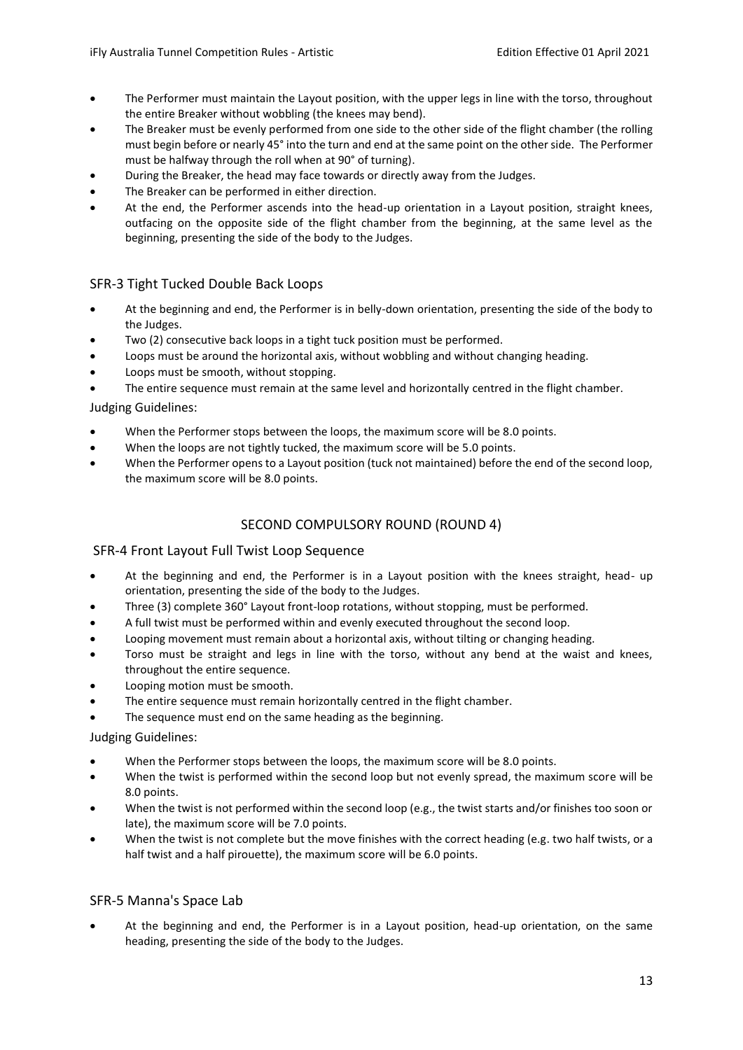- The Performer must maintain the Layout position, with the upper legs in line with the torso, throughout the entire Breaker without wobbling (the knees may bend).
- The Breaker must be evenly performed from one side to the other side of the flight chamber (the rolling must begin before or nearly 45° into the turn and end at the same point on the other side. The Performer must be halfway through the roll when at 90° of turning).
- During the Breaker, the head may face towards or directly away from the Judges.
- The Breaker can be performed in either direction.
- At the end, the Performer ascends into the head-up orientation in a Layout position, straight knees, outfacing on the opposite side of the flight chamber from the beginning, at the same level as the beginning, presenting the side of the body to the Judges.

### SFR-3 Tight Tucked Double Back Loops

- At the beginning and end, the Performer is in belly-down orientation, presenting the side of the body to the Judges.
- Two (2) consecutive back loops in a tight tuck position must be performed.
- Loops must be around the horizontal axis, without wobbling and without changing heading.
- Loops must be smooth, without stopping.
- The entire sequence must remain at the same level and horizontally centred in the flight chamber.

Judging Guidelines:

- When the Performer stops between the loops, the maximum score will be 8.0 points.
- When the loops are not tightly tucked, the maximum score will be 5.0 points.
- When the Performer opens to a Layout position (tuck not maintained) before the end of the second loop, the maximum score will be 8.0 points.

## SECOND COMPULSORY ROUND (ROUND 4)

### SFR-4 Front Layout Full Twist Loop Sequence

- At the beginning and end, the Performer is in a Layout position with the knees straight, head- up orientation, presenting the side of the body to the Judges.
- Three (3) complete 360° Layout front-loop rotations, without stopping, must be performed.
- A full twist must be performed within and evenly executed throughout the second loop.
- Looping movement must remain about a horizontal axis, without tilting or changing heading.
- Torso must be straight and legs in line with the torso, without any bend at the waist and knees, throughout the entire sequence.
- Looping motion must be smooth.
- The entire sequence must remain horizontally centred in the flight chamber.
- The sequence must end on the same heading as the beginning.

Judging Guidelines:

- When the Performer stops between the loops, the maximum score will be 8.0 points.
- When the twist is performed within the second loop but not evenly spread, the maximum score will be 8.0 points.
- When the twist is not performed within the second loop (e.g., the twist starts and/or finishes too soon or late), the maximum score will be 7.0 points.
- When the twist is not complete but the move finishes with the correct heading (e.g. two half twists, or a half twist and a half pirouette), the maximum score will be 6.0 points.

### SFR-5 Manna's Space Lab

- At the beginning and end, the Performer is in a Layout position, head-up orientation, on the same heading, presenting the side of the body to the Judges.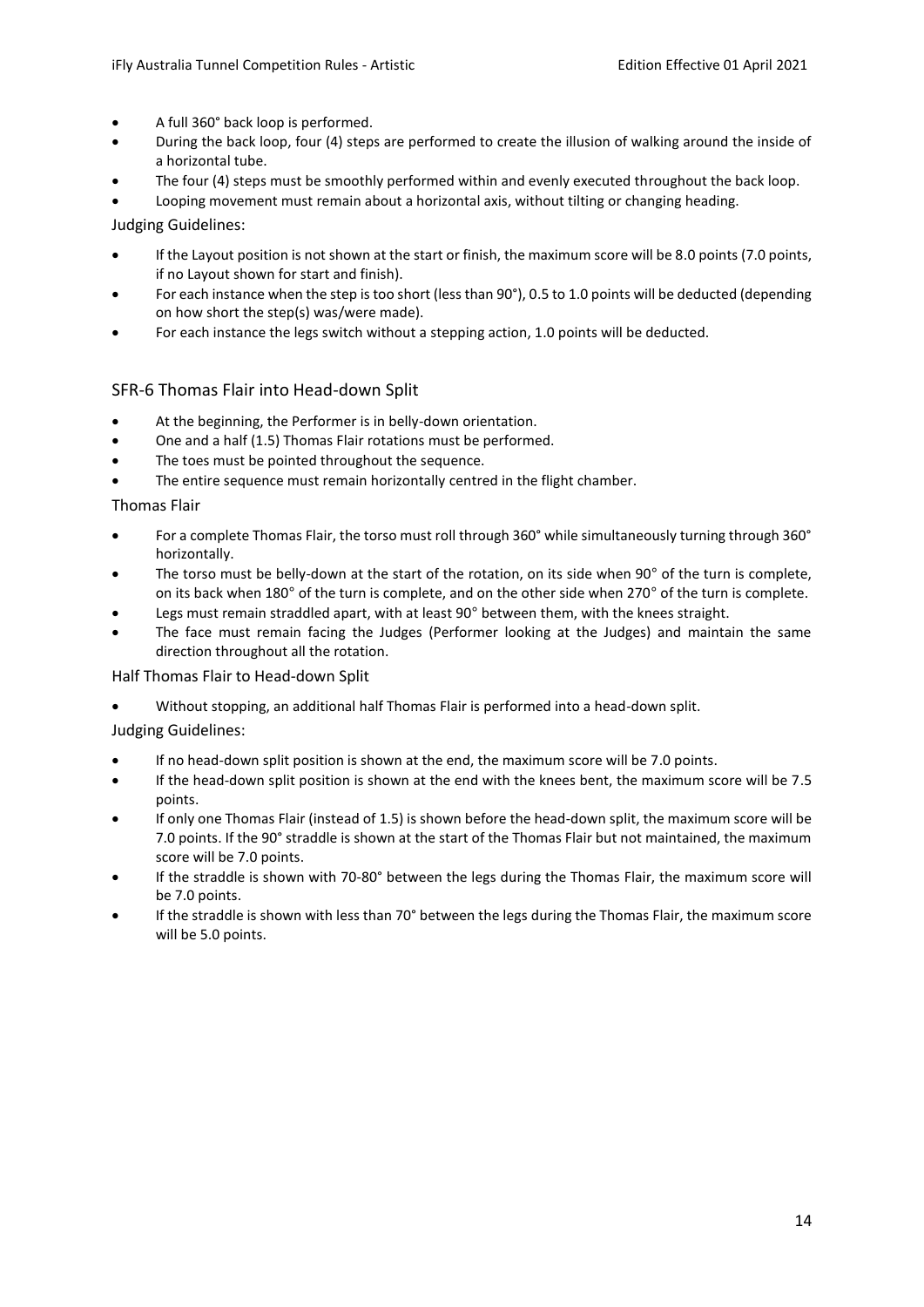- A full 360° back loop is performed.
- During the back loop, four (4) steps are performed to create the illusion of walking around the inside of a horizontal tube.
- The four (4) steps must be smoothly performed within and evenly executed throughout the back loop.
- Looping movement must remain about a horizontal axis, without tilting or changing heading.

### Judging Guidelines:

- If the Layout position is not shown at the start or finish, the maximum score will be 8.0 points (7.0 points, if no Layout shown for start and finish).
- For each instance when the step is too short (less than 90°), 0.5 to 1.0 points will be deducted (depending on how short the step(s) was/were made).
- For each instance the legs switch without a stepping action, 1.0 points will be deducted.

## SFR-6 Thomas Flair into Head-down Split

- At the beginning, the Performer is in belly-down orientation.
- One and a half (1.5) Thomas Flair rotations must be performed.
- The toes must be pointed throughout the sequence.
- The entire sequence must remain horizontally centred in the flight chamber.

### Thomas Flair

- For a complete Thomas Flair, the torso must roll through 360° while simultaneously turning through 360° horizontally.
- The torso must be belly-down at the start of the rotation, on its side when 90° of the turn is complete, on its back when 180° of the turn is complete, and on the other side when 270° of the turn is complete.
- Legs must remain straddled apart, with at least 90° between them, with the knees straight.
- The face must remain facing the Judges (Performer looking at the Judges) and maintain the same direction throughout all the rotation.

### Half Thomas Flair to Head-down Split

- Without stopping, an additional half Thomas Flair is performed into a head-down split.

### Judging Guidelines:

- If no head-down split position is shown at the end, the maximum score will be 7.0 points.
- If the head-down split position is shown at the end with the knees bent, the maximum score will be 7.5 points.
- If only one Thomas Flair (instead of 1.5) is shown before the head-down split, the maximum score will be 7.0 points. If the 90° straddle is shown at the start of the Thomas Flair but not maintained, the maximum score will be 7.0 points.
- If the straddle is shown with 70-80° between the legs during the Thomas Flair, the maximum score will be 7.0 points.
- If the straddle is shown with less than 70° between the legs during the Thomas Flair, the maximum score will be 5.0 points.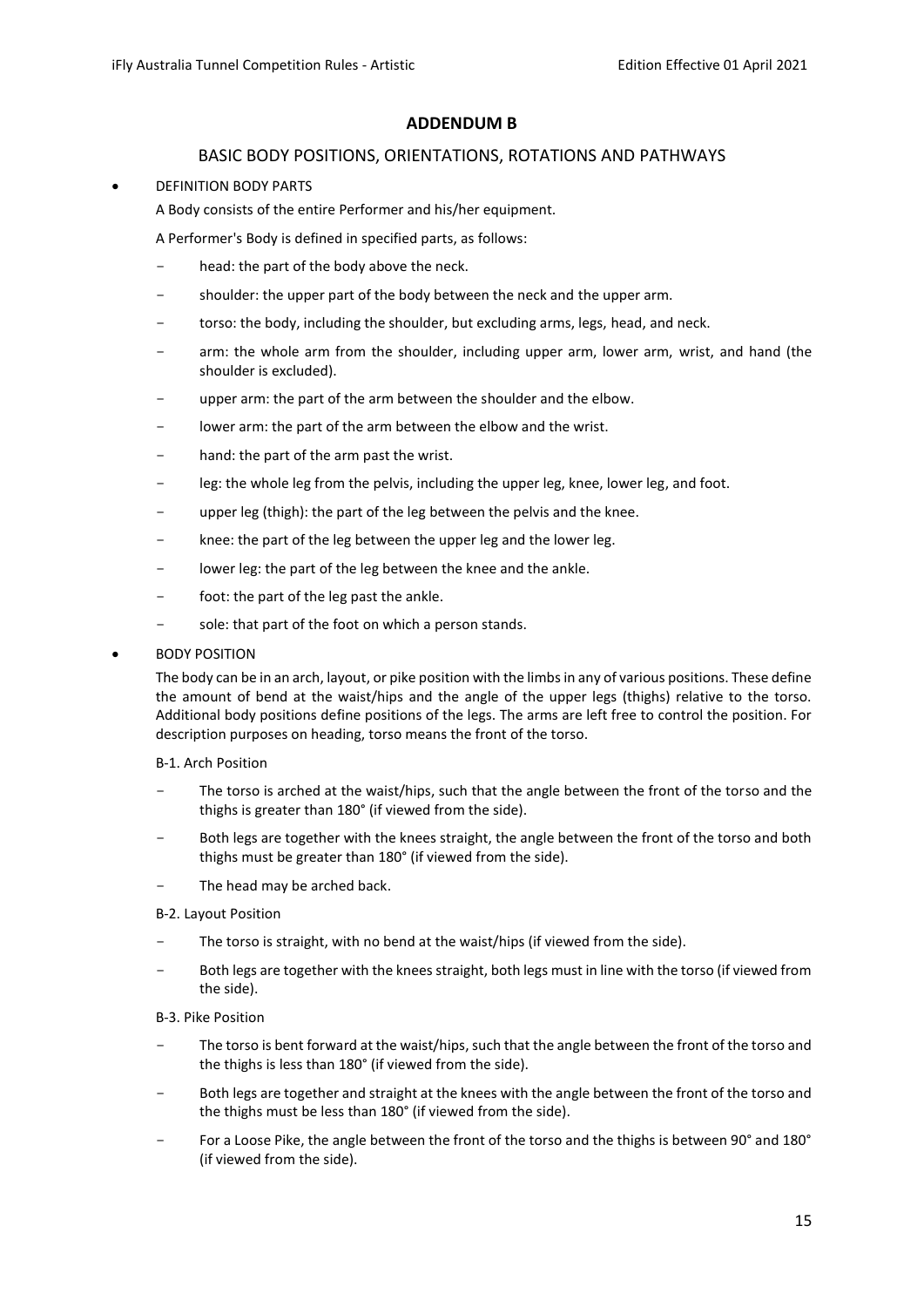## ADDENDUM B

### BASIC BODY POSITIONS, ORIENTATIONS, ROTATIONS AND PATHWAYS

- DEFINITION BODY PARTS

  A Body consists of the entire Performer and his/her equipment.

  A Performer's Body is defined in specified parts, as follows:

  - head: the part of the body above the neck.
  - shoulder: the upper part of the body between the neck and the upper arm.
  - torso: the body, including the shoulder, but excluding arms, legs, head, and neck.
  - arm: the whole arm from the shoulder, including upper arm, lower arm, wrist, and hand (the shoulder is excluded).
  - upper arm: the part of the arm between the shoulder and the elbow.
  - lower arm: the part of the arm between the elbow and the wrist.
  - hand: the part of the arm past the wrist.
  - leg: the whole leg from the pelvis, including the upper leg, knee, lower leg, and foot.
  - upper leg (thigh): the part of the leg between the pelvis and the knee.
  - knee: the part of the leg between the upper leg and the lower leg.
  - lower leg: the part of the leg between the knee and the ankle.
  - foot: the part of the leg past the ankle.
  - sole: that part of the foot on which a person stands.

- BODY POSITION

  The body can be in an arch, layout, or pike position with the limbs in any of various positions. These define the amount of bend at the waist/hips and the angle of the upper legs (thighs) relative to the torso. Additional body positions define positions of the legs. The arms are left free to control the position. For description purposes on heading, torso means the front of the torso.

  B-1. Arch Position

  - The torso is arched at the waist/hips, such that the angle between the front of the torso and the thighs is greater than 180° (if viewed from the side).
  - Both legs are together with the knees straight, the angle between the front of the torso and both thighs must be greater than 180° (if viewed from the side).
  - The head may be arched back.

  B-2. Layout Position

  - The torso is straight, with no bend at the waist/hips (if viewed from the side).
  - Both legs are together with the knees straight, both legs must in line with the torso (if viewed from the side).

  B-3. Pike Position

  - The torso is bent forward at the waist/hips, such that the angle between the front of the torso and the thighs is less than 180° (if viewed from the side).
  - Both legs are together and straight at the knees with the angle between the front of the torso and the thighs must be less than 180° (if viewed from the side).
  - For a Loose Pike, the angle between the front of the torso and the thighs is between 90° and 180° (if viewed from the side).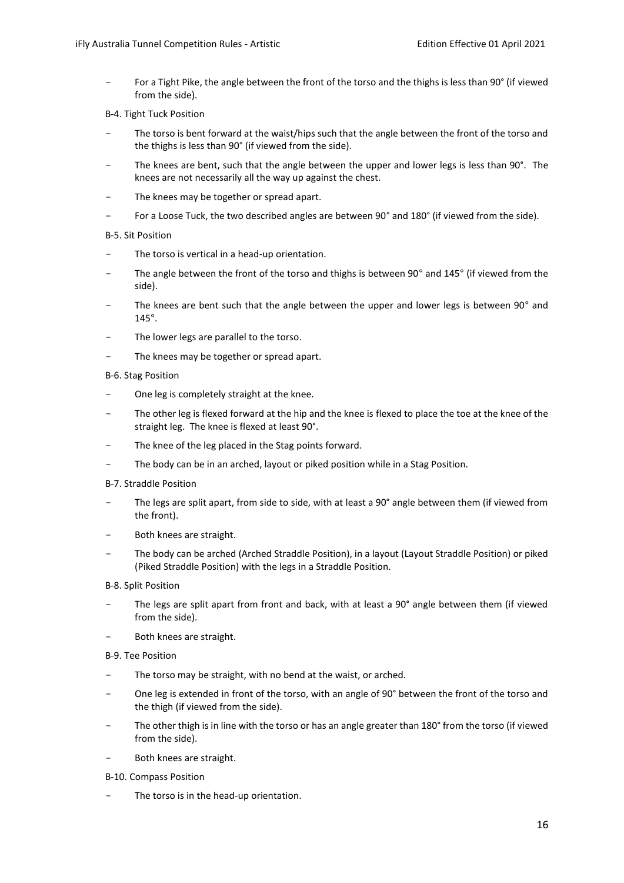- For a Tight Pike, the angle between the front of the torso and the thighs is less than 90° (if viewed from the side).

B-4. Tight Tuck Position

- The torso is bent forward at the waist/hips such that the angle between the front of the torso and the thighs is less than 90° (if viewed from the side).
- The knees are bent, such that the angle between the upper and lower legs is less than 90°. The knees are not necessarily all the way up against the chest.
- The knees may be together or spread apart.
- For a Loose Tuck, the two described angles are between 90° and 180° (if viewed from the side).

B-5. Sit Position

- The torso is vertical in a head-up orientation.
- The angle between the front of the torso and thighs is between 90° and 145° (if viewed from the side).
- The knees are bent such that the angle between the upper and lower legs is between 90° and 145°.
- The lower legs are parallel to the torso.
- The knees may be together or spread apart.

B-6. Stag Position

- One leg is completely straight at the knee.
- The other leg is flexed forward at the hip and the knee is flexed to place the toe at the knee of the straight leg. The knee is flexed at least 90°.
- The knee of the leg placed in the Stag points forward.
- The body can be in an arched, layout or piked position while in a Stag Position.

B-7. Straddle Position

- The legs are split apart, from side to side, with at least a 90° angle between them (if viewed from the front).
- Both knees are straight.
- The body can be arched (Arched Straddle Position), in a layout (Layout Straddle Position) or piked (Piked Straddle Position) with the legs in a Straddle Position.

B-8. Split Position

- The legs are split apart from front and back, with at least a 90° angle between them (if viewed from the side).
- Both knees are straight.

B-9. Tee Position

- The torso may be straight, with no bend at the waist, or arched.
- One leg is extended in front of the torso, with an angle of 90° between the front of the torso and the thigh (if viewed from the side).
- The other thigh is in line with the torso or has an angle greater than 180° from the torso (if viewed from the side).
- Both knees are straight.

B-10. Compass Position

- The torso is in the head-up orientation.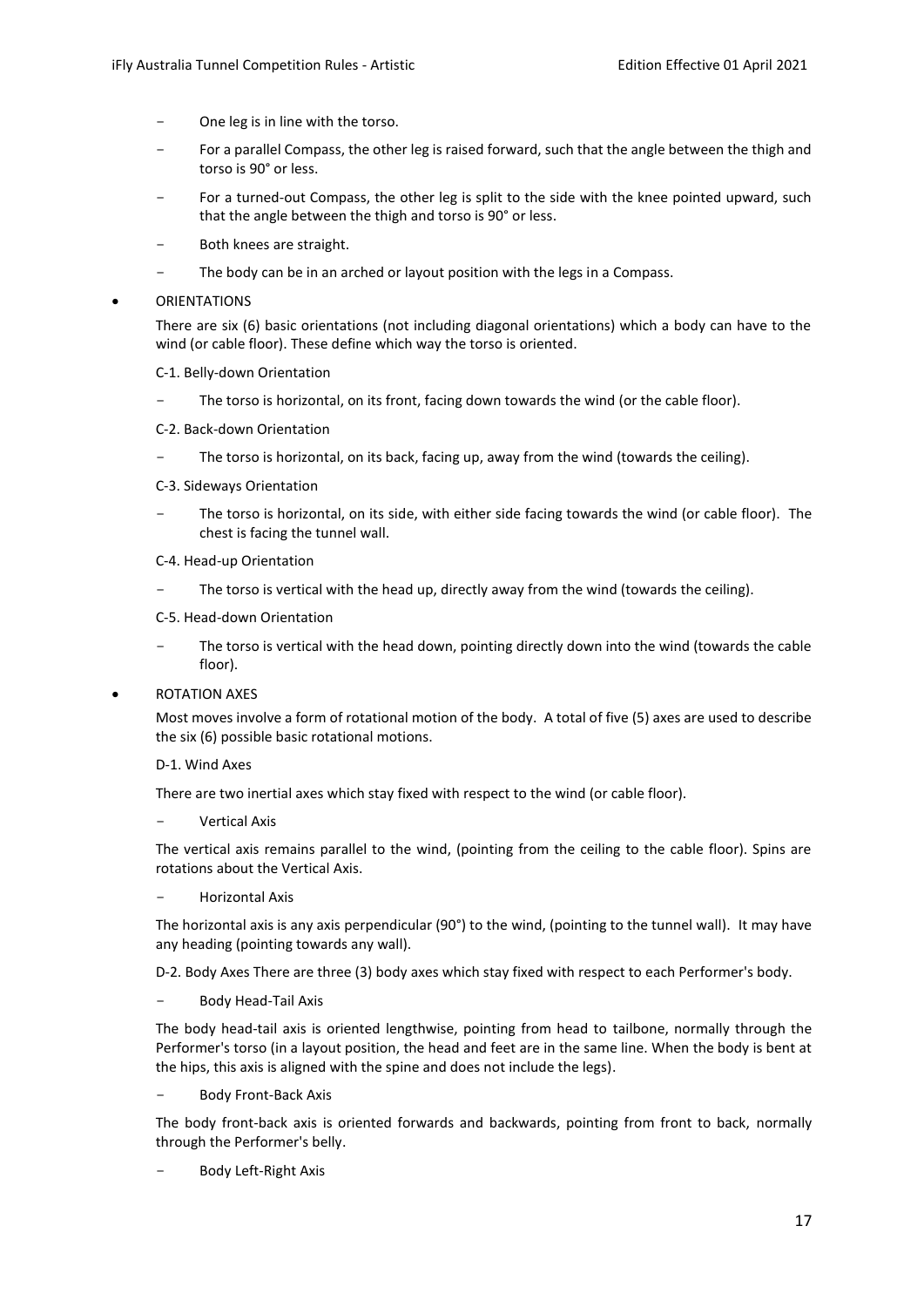- One leg is in line with the torso.
- For a parallel Compass, the other leg is raised forward, such that the angle between the thigh and torso is 90° or less.
- For a turned-out Compass, the other leg is split to the side with the knee pointed upward, such that the angle between the thigh and torso is 90° or less.
- Both knees are straight.
- The body can be in an arched or layout position with the legs in a Compass.

- ORIENTATIONS

  There are six (6) basic orientations (not including diagonal orientations) which a body can have to the wind (or cable floor). These define which way the torso is oriented.

  C-1. Belly-down Orientation

  - The torso is horizontal, on its front, facing down towards the wind (or the cable floor).

  C-2. Back-down Orientation

  - The torso is horizontal, on its back, facing up, away from the wind (towards the ceiling).

  C-3. Sideways Orientation

  - The torso is horizontal, on its side, with either side facing towards the wind (or cable floor). The chest is facing the tunnel wall.

  C-4. Head-up Orientation

  - The torso is vertical with the head up, directly away from the wind (towards the ceiling).

  C-5. Head-down Orientation

  - The torso is vertical with the head down, pointing directly down into the wind (towards the cable floor).

- ROTATION AXES

  Most moves involve a form of rotational motion of the body. A total of five (5) axes are used to describe the six (6) possible basic rotational motions.

  D-1. Wind Axes

  There are two inertial axes which stay fixed with respect to the wind (or cable floor).

  - Vertical Axis

  The vertical axis remains parallel to the wind, (pointing from the ceiling to the cable floor). Spins are rotations about the Vertical Axis.

  - Horizontal Axis

  The horizontal axis is any axis perpendicular (90°) to the wind, (pointing to the tunnel wall). It may have any heading (pointing towards any wall).

  D-2. Body Axes There are three (3) body axes which stay fixed with respect to each Performer's body.

  - Body Head-Tail Axis

  The body head-tail axis is oriented lengthwise, pointing from head to tailbone, normally through the Performer's torso (in a layout position, the head and feet are in the same line. When the body is bent at the hips, this axis is aligned with the spine and does not include the legs).

  - Body Front-Back Axis

  The body front-back axis is oriented forwards and backwards, pointing from front to back, normally through the Performer's belly.

  - Body Left-Right Axis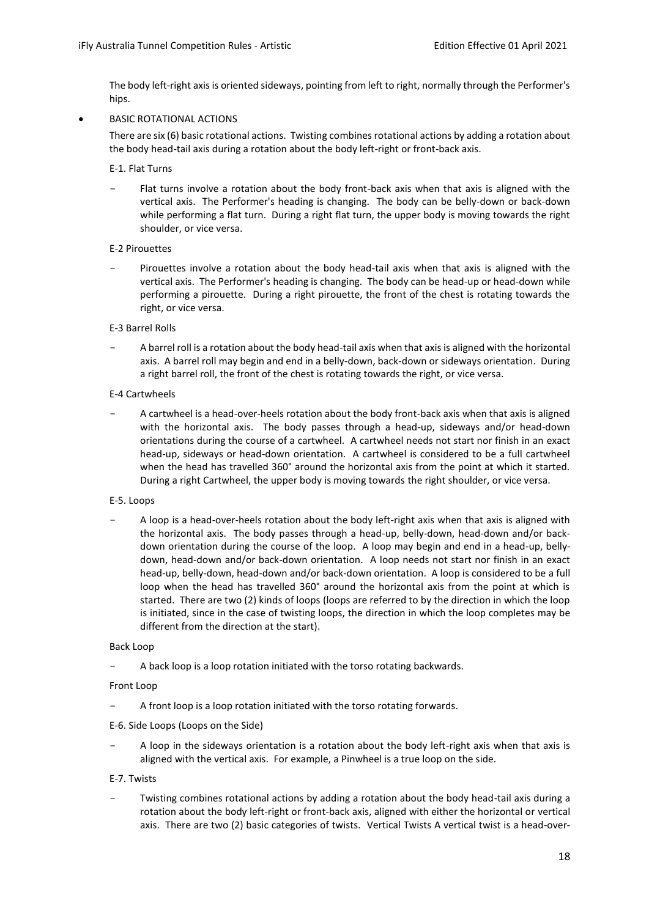The body left-right axis is oriented sideways, pointing from left to right, normally through the Performer's hips.

- BASIC ROTATIONAL ACTIONS

  There are six (6) basic rotational actions. Twisting combines rotational actions by adding a rotation about the body head-tail axis during a rotation about the body left-right or front-back axis.

  E-1. Flat Turns

  - Flat turns involve a rotation about the body front-back axis when that axis is aligned with the vertical axis. The Performer's heading is changing. The body can be belly-down or back-down while performing a flat turn. During a right flat turn, the upper body is moving towards the right shoulder, or vice versa.

  E-2 Pirouettes

  - Pirouettes involve a rotation about the body head-tail axis when that axis is aligned with the vertical axis. The Performer's heading is changing. The body can be head-up or head-down while performing a pirouette. During a right pirouette, the front of the chest is rotating towards the right, or vice versa.

  E-3 Barrel Rolls

  - A barrel roll is a rotation about the body head-tail axis when that axis is aligned with the horizontal axis. A barrel roll may begin and end in a belly-down, back-down or sideways orientation. During a right barrel roll, the front of the chest is rotating towards the right, or vice versa.

  E-4 Cartwheels

  - A cartwheel is a head-over-heels rotation about the body front-back axis when that axis is aligned with the horizontal axis. The body passes through a head-up, sideways and/or head-down orientations during the course of a cartwheel. A cartwheel needs not start nor finish in an exact head-up, sideways or head-down orientation. A cartwheel is considered to be a full cartwheel when the head has travelled 360° around the horizontal axis from the point at which it started. During a right Cartwheel, the upper body is moving towards the right shoulder, or vice versa.

  E-5. Loops

  - A loop is a head-over-heels rotation about the body left-right axis when that axis is aligned with the horizontal axis. The body passes through a head-up, belly-down, head-down and/or back-down orientation during the course of the loop. A loop may begin and end in a head-up, belly-down, head-down and/or back-down orientation. A loop needs not start nor finish in an exact head-up, belly-down, head-down and/or back-down orientation. A loop is considered to be a full loop when the head has travelled 360° around the horizontal axis from the point at which is started. There are two (2) kinds of loops (loops are referred to by the direction in which the loop is initiated, since in the case of twisting loops, the direction in which the loop completes may be different from the direction at the start).

  Back Loop

  - A back loop is a loop rotation initiated with the torso rotating backwards.

  Front Loop

  - A front loop is a loop rotation initiated with the torso rotating forwards.

  E-6. Side Loops (Loops on the Side)

  - A loop in the sideways orientation is a rotation about the body left-right axis when that axis is aligned with the vertical axis. For example, a Pinwheel is a true loop on the side.

  E-7. Twists

  - Twisting combines rotational actions by adding a rotation about the body head-tail axis during a rotation about the body left-right or front-back axis, aligned with either the horizontal or vertical axis. There are two (2) basic categories of twists. Vertical Twists A vertical twist is a head-over-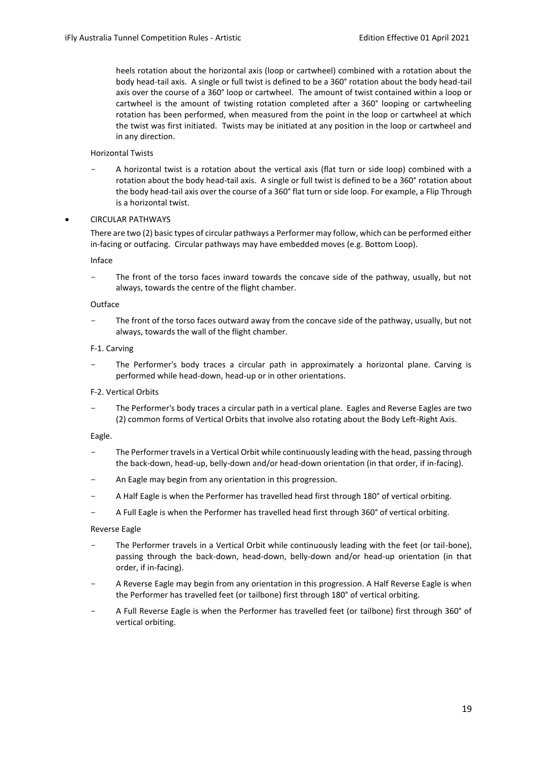heels rotation about the horizontal axis (loop or cartwheel) combined with a rotation about the body head-tail axis. A single or full twist is defined to be a 360° rotation about the body head-tail axis over the course of a 360° loop or cartwheel. The amount of twist contained within a loop or cartwheel is the amount of twisting rotation completed after a 360° looping or cartwheeling rotation has been performed, when measured from the point in the loop or cartwheel at which the twist was first initiated. Twists may be initiated at any position in the loop or cartwheel and in any direction.

Horizontal Twists

- A horizontal twist is a rotation about the vertical axis (flat turn or side loop) combined with a rotation about the body head-tail axis. A single or full twist is defined to be a 360° rotation about the body head-tail axis over the course of a 360° flat turn or side loop. For example, a Flip Through is a horizontal twist.

- CIRCULAR PATHWAYS

  There are two (2) basic types of circular pathways a Performer may follow, which can be performed either in-facing or outfacing. Circular pathways may have embedded moves (e.g. Bottom Loop).

Inface

- The front of the torso faces inward towards the concave side of the pathway, usually, but not always, towards the centre of the flight chamber.

Outface

- The front of the torso faces outward away from the concave side of the pathway, usually, but not always, towards the wall of the flight chamber.

F-1. Carving

- The Performer's body traces a circular path in approximately a horizontal plane. Carving is performed while head-down, head-up or in other orientations.

F-2. Vertical Orbits

- The Performer's body traces a circular path in a vertical plane. Eagles and Reverse Eagles are two (2) common forms of Vertical Orbits that involve also rotating about the Body Left-Right Axis.

Eagle.

- The Performer travels in a Vertical Orbit while continuously leading with the head, passing through the back-down, head-up, belly-down and/or head-down orientation (in that order, if in-facing).
- An Eagle may begin from any orientation in this progression.
- A Half Eagle is when the Performer has travelled head first through 180° of vertical orbiting.
- A Full Eagle is when the Performer has travelled head first through 360° of vertical orbiting.

Reverse Eagle

- The Performer travels in a Vertical Orbit while continuously leading with the feet (or tail-bone), passing through the back-down, head-down, belly-down and/or head-up orientation (in that order, if in-facing).
- A Reverse Eagle may begin from any orientation in this progression. A Half Reverse Eagle is when the Performer has travelled feet (or tailbone) first through 180° of vertical orbiting.
- A Full Reverse Eagle is when the Performer has travelled feet (or tailbone) first through 360° of vertical orbiting.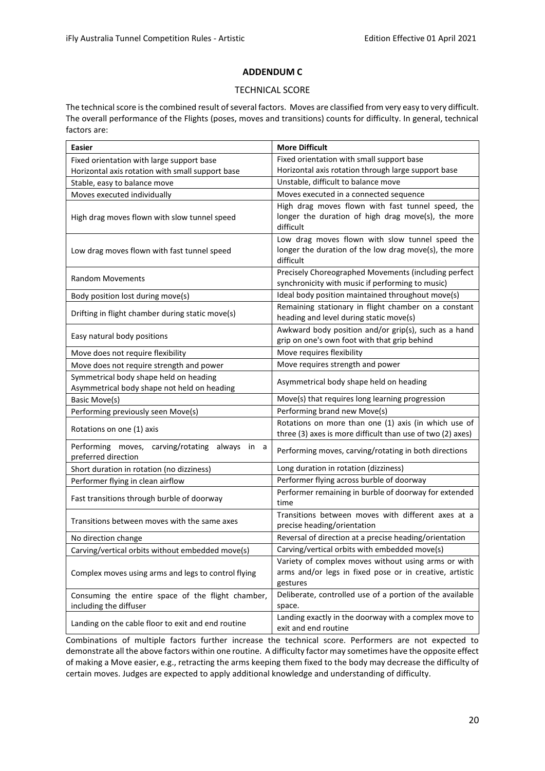## ADDENDUM C

### TECHNICAL SCORE

The technical score is the combined result of several factors. Moves are classified from very easy to very difficult. The overall performance of the Flights (poses, moves and transitions) counts for difficulty. In general, technical factors are:

| Easier | More Difficult |
|---|---|
| Fixed orientation with large support base<br>Horizontal axis rotation with small support base | Fixed orientation with small support base<br>Horizontal axis rotation through large support base |
| Stable, easy to balance move | Unstable, difficult to balance move |
| Moves executed individually | Moves executed in a connected sequence |
| High drag moves flown with slow tunnel speed | High drag moves flown with fast tunnel speed, the longer the duration of high drag move(s), the more difficult |
| Low drag moves flown with fast tunnel speed | Low drag moves flown with slow tunnel speed the longer the duration of the low drag move(s), the more difficult |
| Random Movements | Precisely Choreographed Movements (including perfect synchronicity with music if performing to music) |
| Body position lost during move(s) | Ideal body position maintained throughout move(s) |
| Drifting in flight chamber during static move(s) | Remaining stationary in flight chamber on a constant heading and level during static move(s) |
| Easy natural body positions | Awkward body position and/or grip(s), such as a hand grip on one's own foot with that grip behind |
| Move does not require flexibility | Move requires flexibility |
| Move does not require strength and power | Move requires strength and power |
| Symmetrical body shape held on heading<br>Asymmetrical body shape not held on heading | Asymmetrical body shape held on heading |
| Basic Move(s) | Move(s) that requires long learning progression |
| Performing previously seen Move(s) | Performing brand new Move(s) |
| Rotations on one (1) axis | Rotations on more than one (1) axis (in which use of three (3) axes is more difficult than use of two (2) axes) |
| Performing moves, carving/rotating always in a preferred direction | Performing moves, carving/rotating in both directions |
| Short duration in rotation (no dizziness) | Long duration in rotation (dizziness) |
| Performer flying in clean airflow | Performer flying across burble of doorway |
| Fast transitions through burble of doorway | Performer remaining in burble of doorway for extended time |
| Transitions between moves with the same axes | Transitions between moves with different axes at a precise heading/orientation |
| No direction change | Reversal of direction at a precise heading/orientation |
| Carving/vertical orbits without embedded move(s) | Carving/vertical orbits with embedded move(s) |
| Complex moves using arms and legs to control flying | Variety of complex moves without using arms or with arms and/or legs in fixed pose or in creative, artistic gestures |
| Consuming the entire space of the flight chamber, including the diffuser | Deliberate, controlled use of a portion of the available space. |
| Landing on the cable floor to exit and end routine | Landing exactly in the doorway with a complex move to exit and end routine |

Combinations of multiple factors further increase the technical score. Performers are not expected to demonstrate all the above factors within one routine. A difficulty factor may sometimes have the opposite effect of making a Move easier, e.g., retracting the arms keeping them fixed to the body may decrease the difficulty of certain moves. Judges are expected to apply additional knowledge and understanding of difficulty.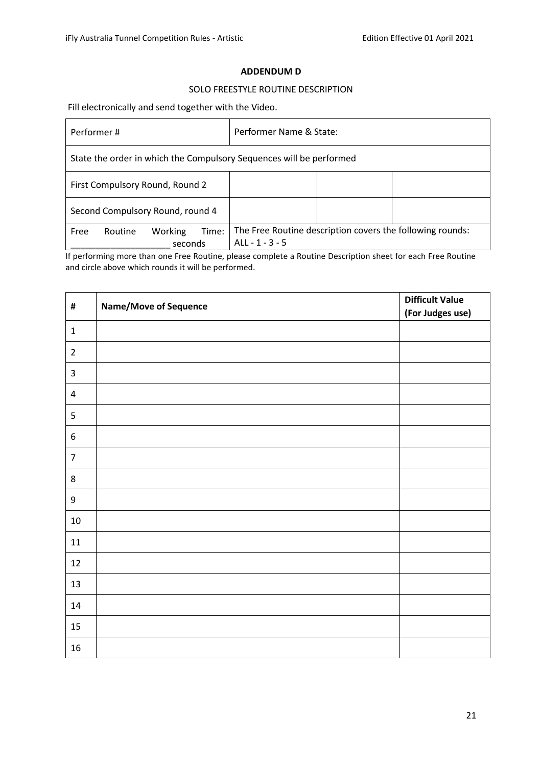**ADDENDUM D**

SOLO FREESTYLE ROUTINE DESCRIPTION

Fill electronically and send together with the Video.

| Performer # | Performer Name & State: | | |
|---|---|---|---|
| State the order in which the Compulsory Sequences will be performed | | | |
| First Compulsory Round, Round 2 | | | |
| Second Compulsory Round, round 4 | | | |
| Free Routine Working Time: ____________________ seconds | The Free Routine description covers the following rounds: ALL - 1 - 3 - 5 | | |

If performing more than one Free Routine, please complete a Routine Description sheet for each Free Routine and circle above which rounds it will be performed.

| # | Name/Move of Sequence | Difficult Value (For Judges use) |
|---|---|---|
| 1 | | |
| 2 | | |
| 3 | | |
| 4 | | |
| 5 | | |
| 6 | | |
| 7 | | |
| 8 | | |
| 9 | | |
| 10 | | |
| 11 | | |
| 12 | | |
| 13 | | |
| 14 | | |
| 15 | | |
| 16 | | |